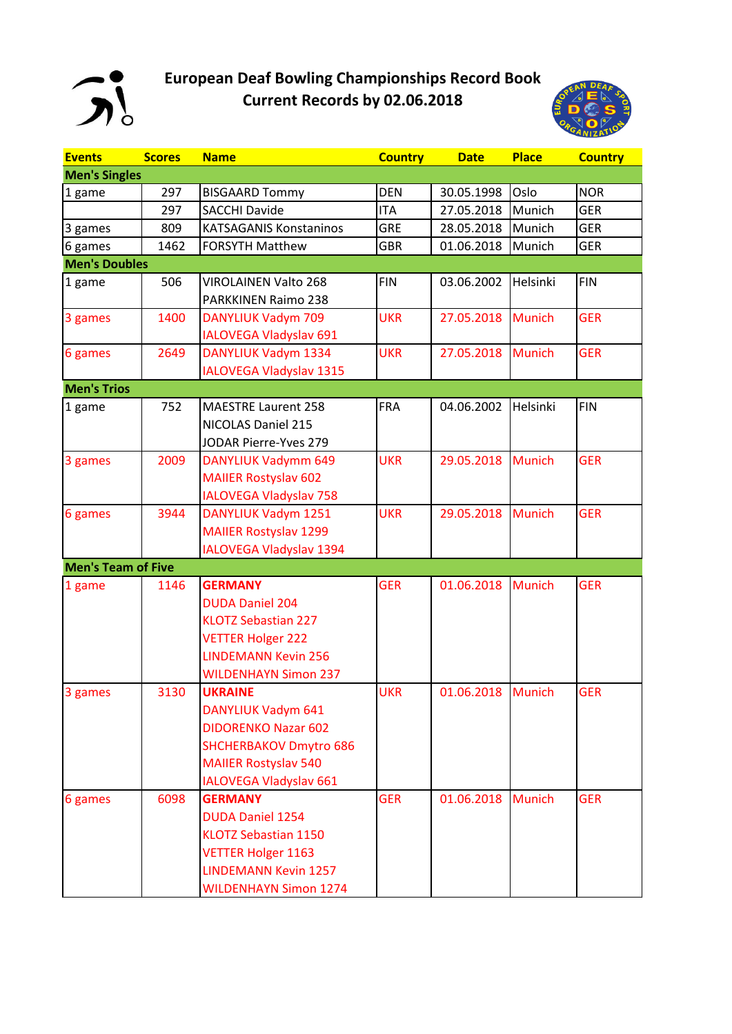# European Deaf Bowling Championships Record Book
## Current Records by 02.06.2018

| Events | Scores | Name | Country | Date | Place | Country |
|---|---|---|---|---|---|---|
| **Men's Singles** | | | | | | |
| 1 game | 297 | BISGAARD Tommy | DEN | 30.05.1998 | Oslo | NOR |
| | 297 | SACCHI Davide | ITA | 27.05.2018 | Munich | GER |
| 3 games | 809 | KATSAGANIS Konstaninos | GRE | 28.05.2018 | Munich | GER |
| 6 games | 1462 | FORSYTH Matthew | GBR | 01.06.2018 | Munich | GER |
| **Men's Doubles** | | | | | | |
| 1 game | 506 | VIROLAINEN Valto 268<br>PARKKINEN Raimo 238 | FIN | 03.06.2002 | Helsinki | FIN |
| 3 games | 1400 | DANYLIUK Vadym 709<br>IALOVEGA Vladyslav 691 | UKR | 27.05.2018 | Munich | GER |
| 6 games | 2649 | DANYLIUK Vadym 1334<br>IALOVEGA Vladyslav 1315 | UKR | 27.05.2018 | Munich | GER |
| **Men's Trios** | | | | | | |
| 1 game | 752 | MAESTRE Laurent 258<br>NICOLAS Daniel 215<br>JODAR Pierre-Yves 279 | FRA | 04.06.2002 | Helsinki | FIN |
| 3 games | 2009 | DANYLIUK Vadymm 649<br>MAIIER Rostyslav 602<br>IALOVEGA Vladyslav 758 | UKR | 29.05.2018 | Munich | GER |
| 6 games | 3944 | DANYLIUK Vadym 1251<br>MAIIER Rostyslav 1299<br>IALOVEGA Vladyslav 1394 | UKR | 29.05.2018 | Munich | GER |
| **Men's Team of Five** | | | | | | |
| 1 game | 1146 | **GERMANY**<br>DUDA Daniel 204<br>KLOTZ Sebastian 227<br>VETTER Holger 222<br>LINDEMANN Kevin 256<br>WILDENHAYN Simon 237 | GER | 01.06.2018 | Munich | GER |
| 3 games | 3130 | **UKRAINE**<br>DANYLIUK Vadym 641<br>DIDORENKO Nazar 602<br>SHCHERBAKOV Dmytro 686<br>MAIIER Rostyslav 540<br>IALOVEGA Vladyslav 661 | UKR | 01.06.2018 | Munich | GER |
| 6 games | 6098 | **GERMANY**<br>DUDA Daniel 1254<br>KLOTZ Sebastian 1150<br>VETTER Holger 1163<br>LINDEMANN Kevin 1257<br>WILDENHAYN Simon 1274 | GER | 01.06.2018 | Munich | GER |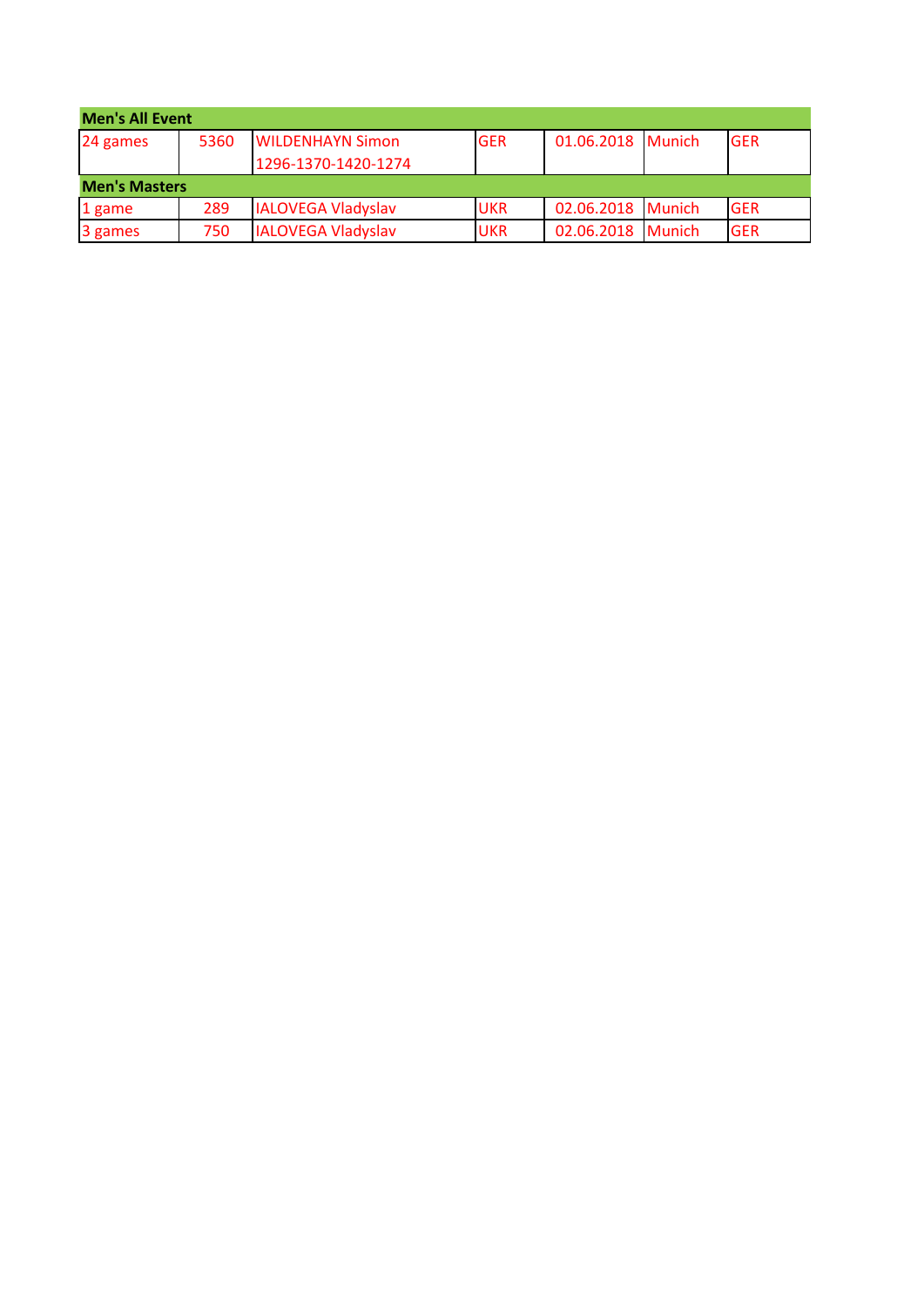| | | | | | | |
|---|---|---|---|---|---|---|
| **Men's All Event** | | | | | | |
| 24 games | 5360 | WILDENHAYN Simon<br>1296-1370-1420-1274 | GER | 01.06.2018 | Munich | GER |
| **Men's Masters** | | | | | | |
| 1 game | 289 | IALOVEGA Vladyslav | UKR | 02.06.2018 | Munich | GER |
| 3 games | 750 | IALOVEGA Vladyslav | UKR | 02.06.2018 | Munich | GER |